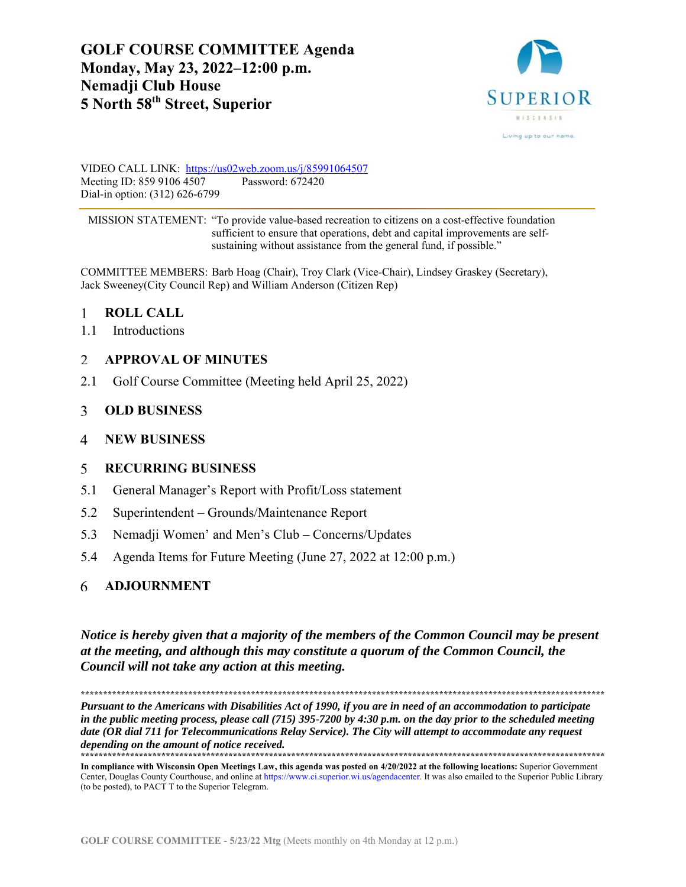# GOLF COURSE COMMITTEE Agenda
# Monday, May 23, 2022–12:00 p.m.
# Nemadji Club House
# 5 North 58th Street, Superior

SUPERIOR
WISCONSIN
Living up to our name.

VIDEO CALL LINK: https://us02web.zoom.us/j/85991064507
Meeting ID: 859 9106 4507 Password: 672420
Dial-in option: (312) 626-6799

MISSION STATEMENT: "To provide value-based recreation to citizens on a cost-effective foundation sufficient to ensure that operations, debt and capital improvements are self-sustaining without assistance from the general fund, if possible."

COMMITTEE MEMBERS: Barb Hoag (Chair), Troy Clark (Vice-Chair), Lindsey Graskey (Secretary), Jack Sweeney(City Council Rep) and William Anderson (Citizen Rep)

## 1 ROLL CALL

1.1 Introductions

## 2 APPROVAL OF MINUTES

2.1 Golf Course Committee (Meeting held April 25, 2022)

## 3 OLD BUSINESS

## 4 NEW BUSINESS

## 5 RECURRING BUSINESS

5.1 General Manager's Report with Profit/Loss statement

5.2 Superintendent – Grounds/Maintenance Report

5.3 Nemadji Women' and Men's Club – Concerns/Updates

5.4 Agenda Items for Future Meeting (June 27, 2022 at 12:00 p.m.)

## 6 ADJOURNMENT

***Notice is hereby given that a majority of the members of the Common Council may be present at the meeting, and although this may constitute a quorum of the Common Council, the Council will not take any action at this meeting.***

*****************************************************************************************************************************

***Pursuant to the Americans with Disabilities Act of 1990, if you are in need of an accommodation to participate in the public meeting process, please call (715) 395-7200 by 4:30 p.m. on the day prior to the scheduled meeting date (OR dial 711 for Telecommunications Relay Service). The City will attempt to accommodate any request depending on the amount of notice received.***

*****************************************************************************************************************************

**In compliance with Wisconsin Open Meetings Law, this agenda was posted on 4/20/2022 at the following locations:** Superior Government Center, Douglas County Courthouse, and online at https://www.ci.superior.wi.us/agendacenter. It was also emailed to the Superior Public Library (to be posted), to PACT T to the Superior Telegram.

**GOLF COURSE COMMITTEE - 5/23/22 Mtg** (Meets monthly on 4th Monday at 12 p.m.)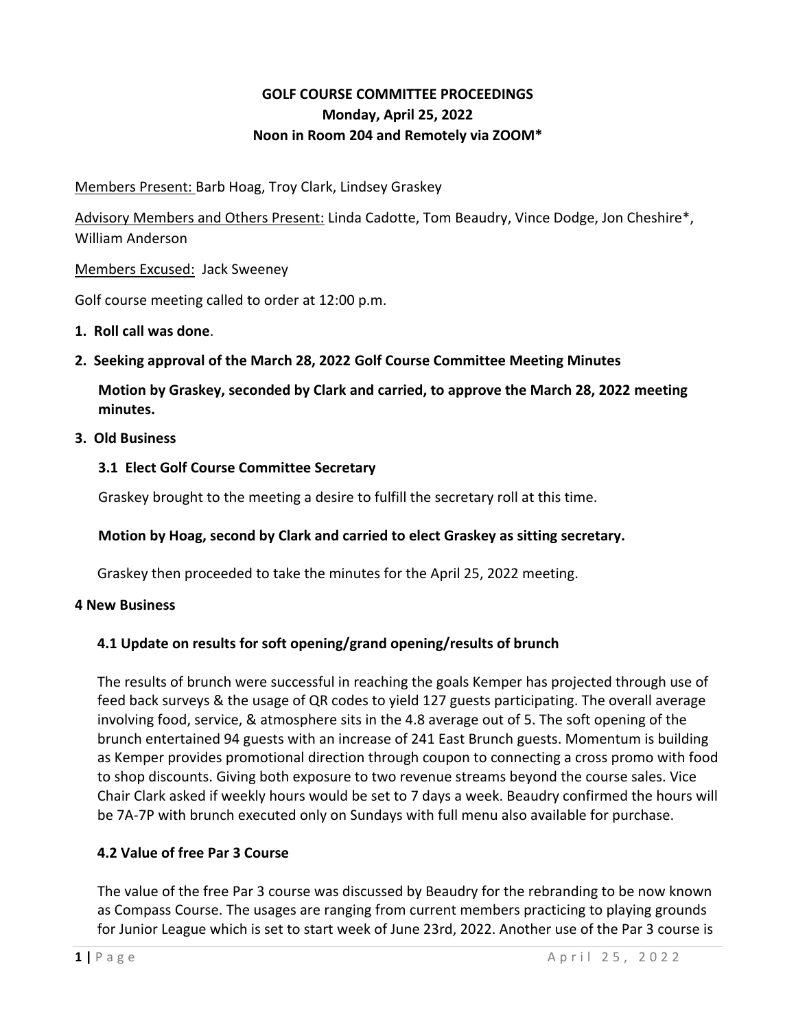# GOLF COURSE COMMITTEE PROCEEDINGS
## Monday, April 25, 2022
## Noon in Room 204 and Remotely via ZOOM*

Members Present: Barb Hoag, Troy Clark, Lindsey Graskey

Advisory Members and Others Present: Linda Cadotte, Tom Beaudry, Vince Dodge, Jon Cheshire*, William Anderson

Members Excused: Jack Sweeney

Golf course meeting called to order at 12:00 p.m.

**1. Roll call was done**.

**2. Seeking approval of the March 28, 2022 Golf Course Committee Meeting Minutes**

**Motion by Graskey, seconded by Clark and carried, to approve the March 28, 2022 meeting minutes.**

**3. Old Business**

**3.1 Elect Golf Course Committee Secretary**

Graskey brought to the meeting a desire to fulfill the secretary roll at this time.

**Motion by Hoag, second by Clark and carried to elect Graskey as sitting secretary.**

Graskey then proceeded to take the minutes for the April 25, 2022 meeting.

**4 New Business**

**4.1 Update on results for soft opening/grand opening/results of brunch**

The results of brunch were successful in reaching the goals Kemper has projected through use of feed back surveys & the usage of QR codes to yield 127 guests participating. The overall average involving food, service, & atmosphere sits in the 4.8 average out of 5. The soft opening of the brunch entertained 94 guests with an increase of 241 East Brunch guests. Momentum is building as Kemper provides promotional direction through coupon to connecting a cross promo with food to shop discounts. Giving both exposure to two revenue streams beyond the course sales. Vice Chair Clark asked if weekly hours would be set to 7 days a week. Beaudry confirmed the hours will be 7A-7P with brunch executed only on Sundays with full menu also available for purchase.

**4.2 Value of free Par 3 Course**

The value of the free Par 3 course was discussed by Beaudry for the rebranding to be now known as Compass Course. The usages are ranging from current members practicing to playing grounds for Junior League which is set to start week of June 23rd, 2022. Another use of the Par 3 course is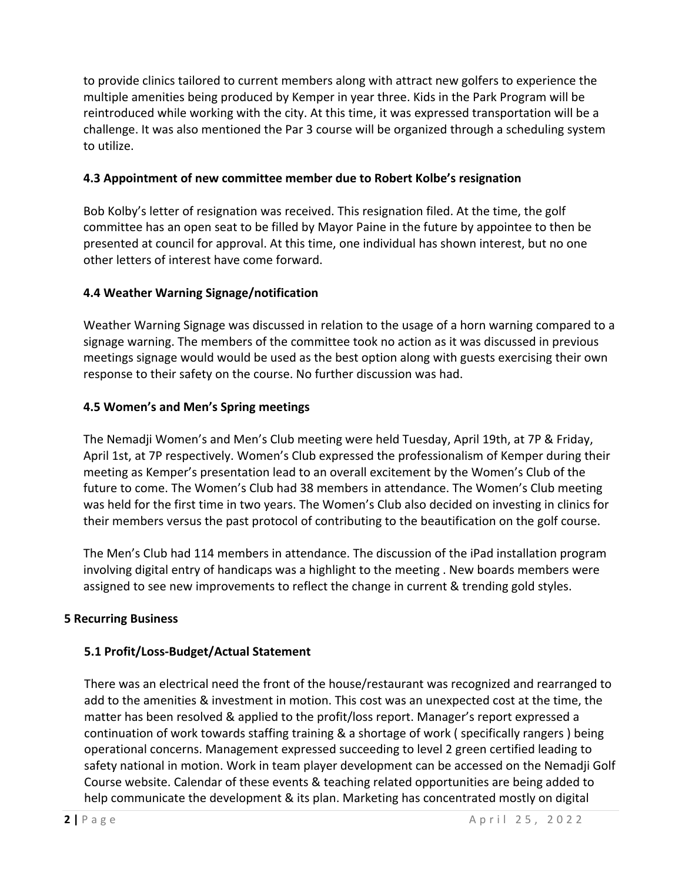to provide clinics tailored to current members along with attract new golfers to experience the multiple amenities being produced by Kemper in year three. Kids in the Park Program will be reintroduced while working with the city. At this time, it was expressed transportation will be a challenge. It was also mentioned the Par 3 course will be organized through a scheduling system to utilize.

### 4.3 Appointment of new committee member due to Robert Kolbe's resignation

Bob Kolby's letter of resignation was received. This resignation filed. At the time, the golf committee has an open seat to be filled by Mayor Paine in the future by appointee to then be presented at council for approval. At this time, one individual has shown interest, but no one other letters of interest have come forward.

### 4.4 Weather Warning Signage/notification

Weather Warning Signage was discussed in relation to the usage of a horn warning compared to a signage warning. The members of the committee took no action as it was discussed in previous meetings signage would would be used as the best option along with guests exercising their own response to their safety on the course. No further discussion was had.

### 4.5 Women's and Men's Spring meetings

The Nemadji Women's and Men's Club meeting were held Tuesday, April 19th, at 7P & Friday, April 1st, at 7P respectively. Women's Club expressed the professionalism of Kemper during their meeting as Kemper's presentation lead to an overall excitement by the Women's Club of the future to come. The Women's Club had 38 members in attendance. The Women's Club meeting was held for the first time in two years. The Women's Club also decided on investing in clinics for their members versus the past protocol of contributing to the beautification on the golf course.

The Men's Club had 114 members in attendance. The discussion of the iPad installation program involving digital entry of handicaps was a highlight to the meeting . New boards members were assigned to see new improvements to reflect the change in current & trending gold styles.

## 5 Recurring Business

### 5.1 Profit/Loss-Budget/Actual Statement

There was an electrical need the front of the house/restaurant was recognized and rearranged to add to the amenities & investment in motion. This cost was an unexpected cost at the time, the matter has been resolved & applied to the profit/loss report. Manager's report expressed a continuation of work towards staffing training & a shortage of work ( specifically rangers ) being operational concerns. Management expressed succeeding to level 2 green certified leading to safety national in motion. Work in team player development can be accessed on the Nemadji Golf Course website. Calendar of these events & teaching related opportunities are being added to help communicate the development & its plan. Marketing has concentrated mostly on digital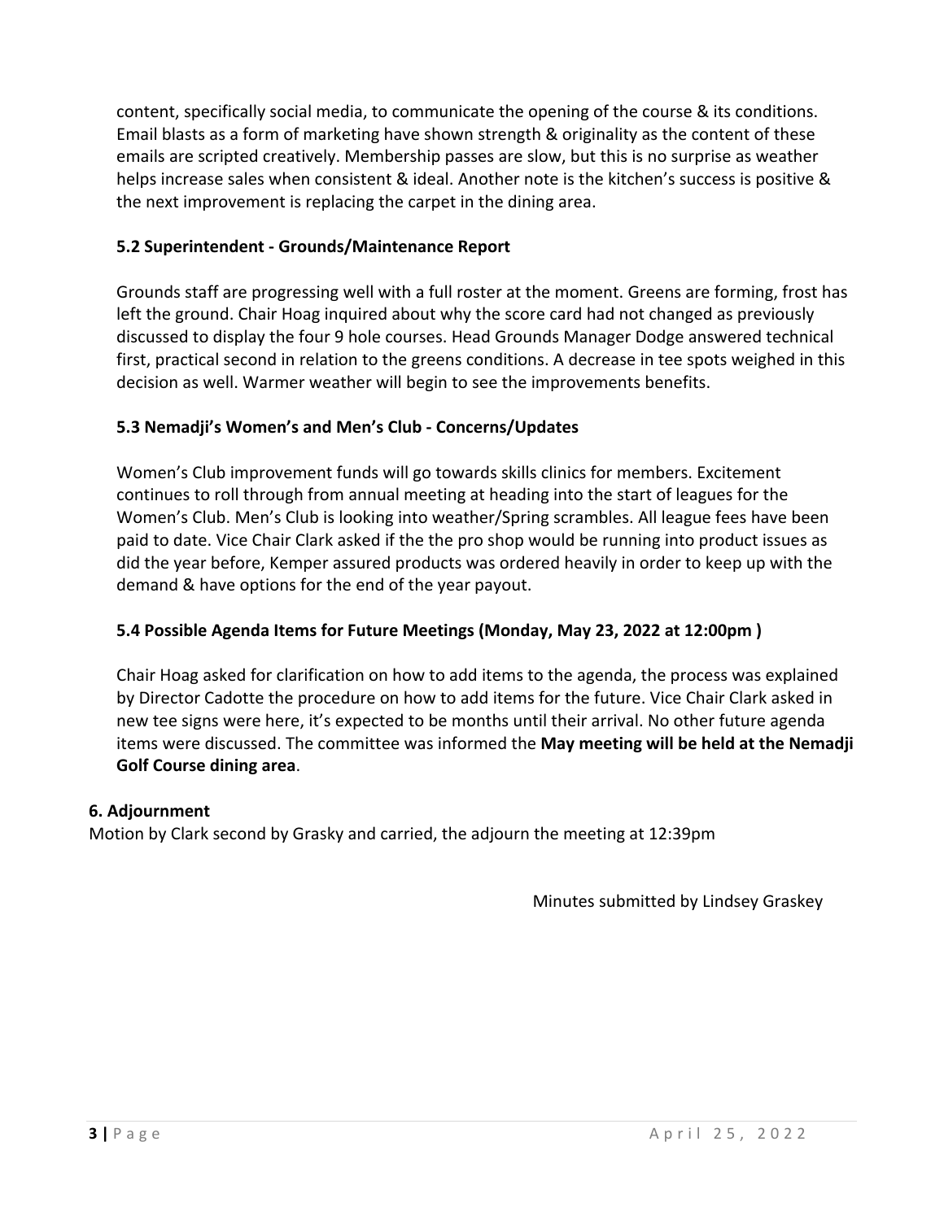content, specifically social media, to communicate the opening of the course & its conditions. Email blasts as a form of marketing have shown strength & originality as the content of these emails are scripted creatively. Membership passes are slow, but this is no surprise as weather helps increase sales when consistent & ideal. Another note is the kitchen's success is positive & the next improvement is replacing the carpet in the dining area.

### 5.2 Superintendent - Grounds/Maintenance Report

Grounds staff are progressing well with a full roster at the moment. Greens are forming, frost has left the ground. Chair Hoag inquired about why the score card had not changed as previously discussed to display the four 9 hole courses. Head Grounds Manager Dodge answered technical first, practical second in relation to the greens conditions. A decrease in tee spots weighed in this decision as well. Warmer weather will begin to see the improvements benefits.

### 5.3 Nemadji's Women's and Men's Club - Concerns/Updates

Women's Club improvement funds will go towards skills clinics for members. Excitement continues to roll through from annual meeting at heading into the start of leagues for the Women's Club. Men's Club is looking into weather/Spring scrambles. All league fees have been paid to date. Vice Chair Clark asked if the the pro shop would be running into product issues as did the year before, Kemper assured products was ordered heavily in order to keep up with the demand & have options for the end of the year payout.

### 5.4 Possible Agenda Items for Future Meetings (Monday, May 23, 2022 at 12:00pm )

Chair Hoag asked for clarification on how to add items to the agenda, the process was explained by Director Cadotte the procedure on how to add items for the future. Vice Chair Clark asked in new tee signs were here, it's expected to be months until their arrival. No other future agenda items were discussed. The committee was informed the **May meeting will be held at the Nemadji Golf Course dining area**.

## 6. Adjournment

Motion by Clark second by Grasky and carried, the adjourn the meeting at 12:39pm

Minutes submitted by Lindsey Graskey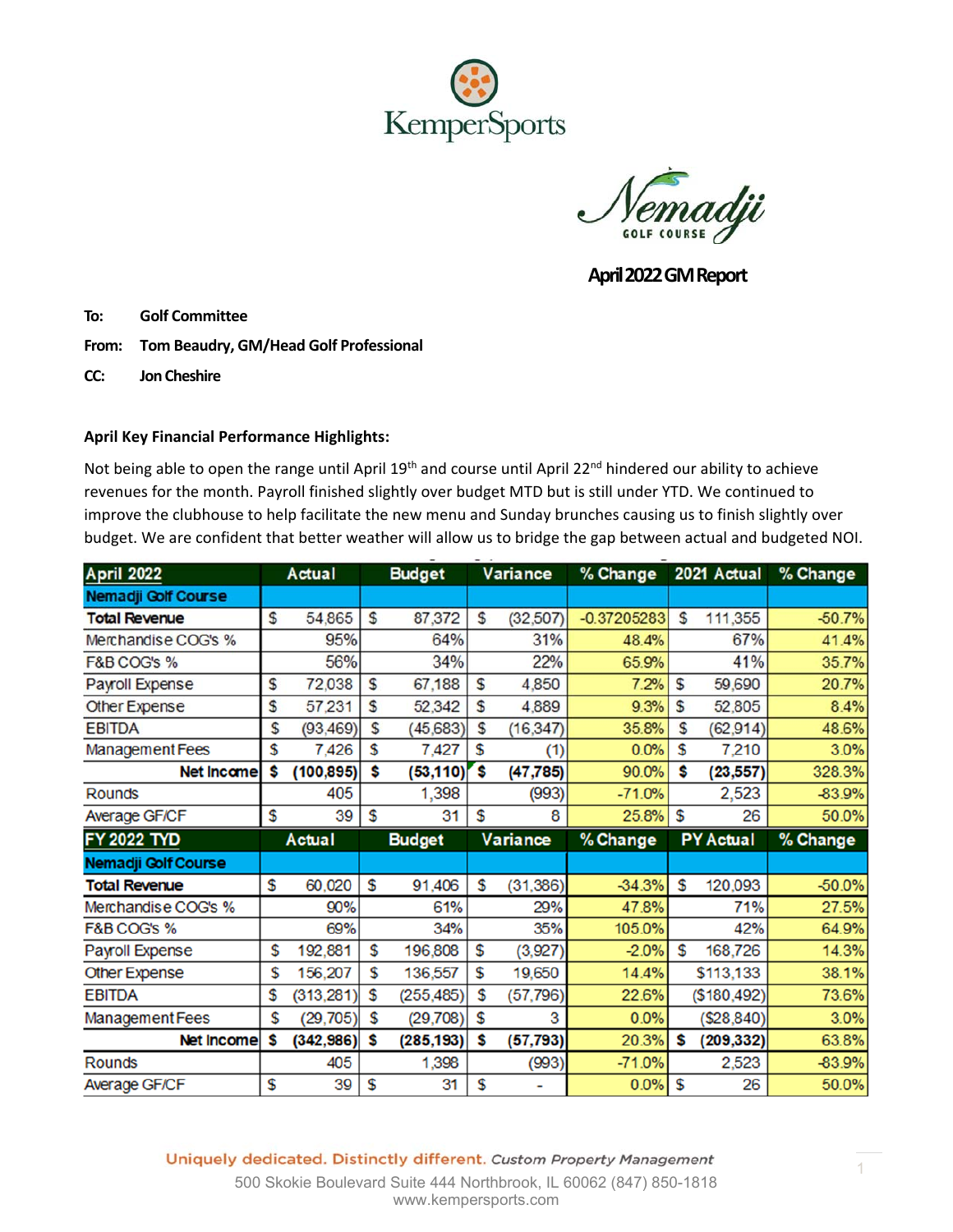KemperSports

Nemadji GOLF COURSE

**April 2022 GM Report**

**To:** Golf Committee

**From:** Tom Beaudry, GM/Head Golf Professional

**CC:** Jon Cheshire

**April Key Financial Performance Highlights:**

Not being able to open the range until April 19th and course until April 22nd hindered our ability to achieve revenues for the month. Payroll finished slightly over budget MTD but is still under YTD. We continued to improve the clubhouse to help facilitate the new menu and Sunday brunches causing us to finish slightly over budget. We are confident that better weather will allow us to bridge the gap between actual and budgeted NOI.

| April 2022 | Actual | Budget | Variance | % Change | 2021 Actual | % Change |
|---|---|---|---|---|---|---|
| **Nemadji Golf Course** | | | | | | |
| **Total Revenue** | $ 54,865 | $ 87,372 | $ (32,507) | -0.37205283 | $ 111,355 | -50.7% |
| Merchandise COG's % | 95% | 64% | 31% | 48.4% | 67% | 41.4% |
| F&B COG's % | 56% | 34% | 22% | 65.9% | 41% | 35.7% |
| Payroll Expense | $ 72,038 | $ 67,188 | $ 4,850 | 7.2% | $ 59,690 | 20.7% |
| Other Expense | $ 57,231 | $ 52,342 | $ 4,889 | 9.3% | $ 52,805 | 8.4% |
| EBITDA | $ (93,469) | $ (45,683) | $ (16,347) | 35.8% | $ (62,914) | 48.6% |
| Management Fees | $ 7,426 | $ 7,427 | $ (1) | 0.0% | $ 7,210 | 3.0% |
| **Net Income** | **$ (100,895)** | **$ (53,110)** | **$ (47,785)** | 90.0% | **$ (23,557)** | 328.3% |
| Rounds | 405 | 1,398 | (993) | -71.0% | 2,523 | -83.9% |
| Average GF/CF | $ 39 | $ 31 | $ 8 | 25.8% | $ 26 | 50.0% |
| **FY 2022 TYD** | **Actual** | **Budget** | **Variance** | **% Change** | **PY Actual** | **% Change** |
| **Nemadji Golf Course** | | | | | | |
| **Total Revenue** | $ 60,020 | $ 91,406 | $ (31,386) | -34.3% | $ 120,093 | -50.0% |
| Merchandise COG's % | 90% | 61% | 29% | 47.8% | 71% | 27.5% |
| F&B COG's % | 69% | 34% | 35% | 105.0% | 42% | 64.9% |
| Payroll Expense | $ 192,881 | $ 196,808 | $ (3,927) | -2.0% | $ 168,726 | 14.3% |
| Other Expense | $ 156,207 | $ 136,557 | $ 19,650 | 14.4% | $113,133 | 38.1% |
| EBITDA | $ (313,281) | $ (255,485) | $ (57,796) | 22.6% | ($180,492) | 73.6% |
| Management Fees | $ (29,705) | $ (29,708) | $ 3 | 0.0% | ($28,840) | 3.0% |
| **Net Income** | **$ (342,986)** | **$ (285,193)** | **$ (57,793)** | 20.3% | **$ (209,332)** | 63.8% |
| Rounds | 405 | 1,398 | (993) | -71.0% | 2,523 | -83.9% |
| Average GF/CF | $ 39 | $ 31 | $ - | 0.0% | $ 26 | 50.0% |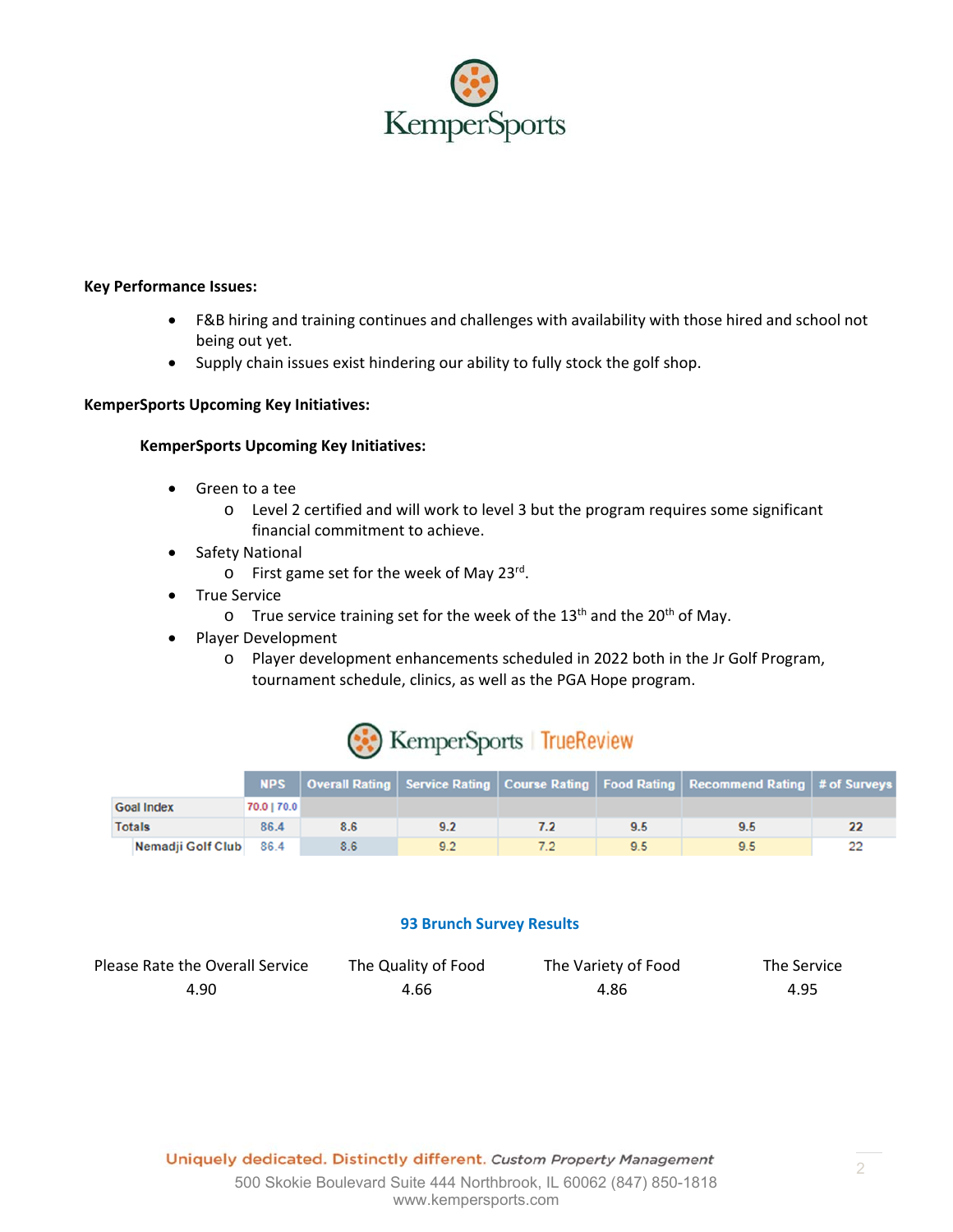**Key Performance Issues:**

- F&B hiring and training continues and challenges with availability with those hired and school not being out yet.
- Supply chain issues exist hindering our ability to fully stock the golf shop.

**KemperSports Upcoming Key Initiatives:**

**KemperSports Upcoming Key Initiatives:**

- Green to a tee
  - Level 2 certified and will work to level 3 but the program requires some significant financial commitment to achieve.
- Safety National
  - First game set for the week of May 23rd.
- True Service
  - True service training set for the week of the 13th and the 20th of May.
- Player Development
  - Player development enhancements scheduled in 2022 both in the Jr Golf Program, tournament schedule, clinics, as well as the PGA Hope program.

KemperSports | TrueReview

| | NPS | Overall Rating | Service Rating | Course Rating | Food Rating | Recommend Rating | # of Surveys |
|---|---|---|---|---|---|---|---|
| Goal Index | 70.0 \| 70.0 | | | | | | |
| Totals | 86.4 | 8.6 | 9.2 | 7.2 | 9.5 | 9.5 | 22 |
| Nemadji Golf Club | 86.4 | 8.6 | 9.2 | 7.2 | 9.5 | 9.5 | 22 |

**93 Brunch Survey Results**

| Please Rate the Overall Service | The Quality of Food | The Variety of Food | The Service |
|---|---|---|---|
| 4.90 | 4.66 | 4.86 | 4.95 |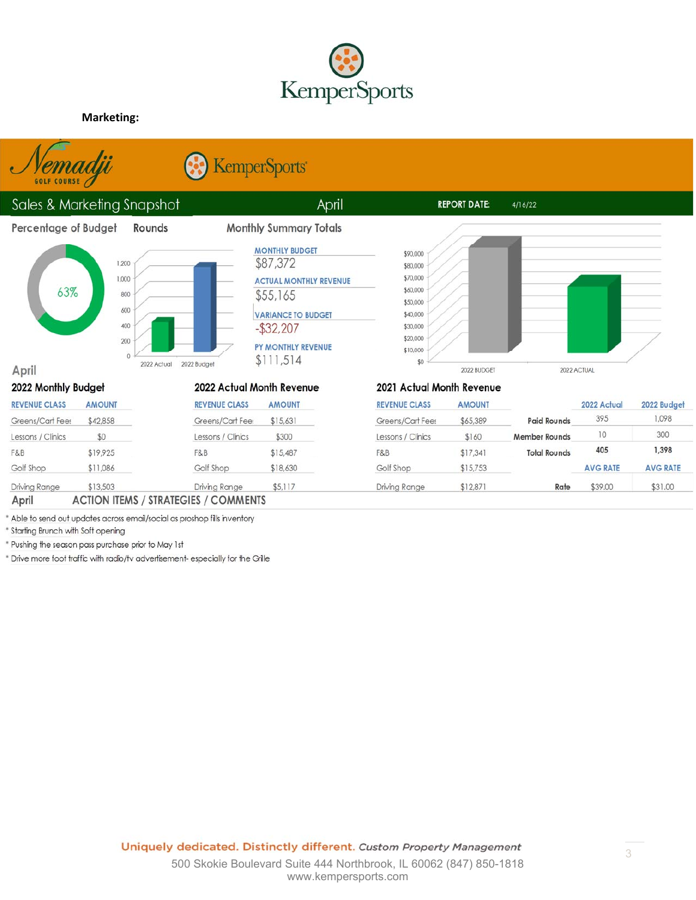**Marketing:**

Nemadji Golf Course — KemperSports

## Sales & Marketing Snapshot — April

**REPORT DATE:** 4/16/22

### Percentage of Budget

63%

### Rounds

2022 Actual, 2022 Budget

### Monthly Summary Totals

**MONTHLY BUDGET**
$87,372

**ACTUAL MONTHLY REVENUE**
$55,165

**VARIANCE TO BUDGET**
-$32,207

**PY MONTHLY REVENUE**
$111,514

### April

| 2022 Monthly Budget | | 2022 Actual Month Revenue | | 2021 Actual Month Revenue | | | 2022 Actual | 2022 Budget |
|---|---|---|---|---|---|---|---|---|
| REVENUE CLASS | AMOUNT | REVENUE CLASS | AMOUNT | REVENUE CLASS | AMOUNT | | | |
| Greens/Cart Fees | $42,858 | Greens/Cart Fee | $15,631 | Greens/Cart Fees | $65,389 | Paid Rounds | 395 | 1,098 |
| Lessons / Clinics | $0 | Lessons / Clinics | $300 | Lessons / Clinics | $160 | Member Rounds | 10 | 300 |
| F&B | $19,925 | F&B | $15,487 | F&B | $17,341 | Total Rounds | 405 | 1,398 |
| Golf Shop | $11,086 | Golf Shop | $18,630 | Golf Shop | $15,753 | | AVG RATE | AVG RATE |
| Driving Range | $13,503 | Driving Range | $5,117 | Driving Range | $12,871 | Rate | $39.00 | $31.00 |

### April ACTION ITEMS / STRATEGIES / COMMENTS

* Able to send out updates across email/social as proshop fills inventory
* Starting Brunch with Soft opening
* Pushing the season pass purchase prior to May 1st
* Drive more foot traffic with radio/tv advertisement- especially for the Grille

Uniquely dedicated. Distinctly different. *Custom Property Management*

500 Skokie Boulevard Suite 444 Northbrook, IL 60062 (847) 850-1818
www.kempersports.com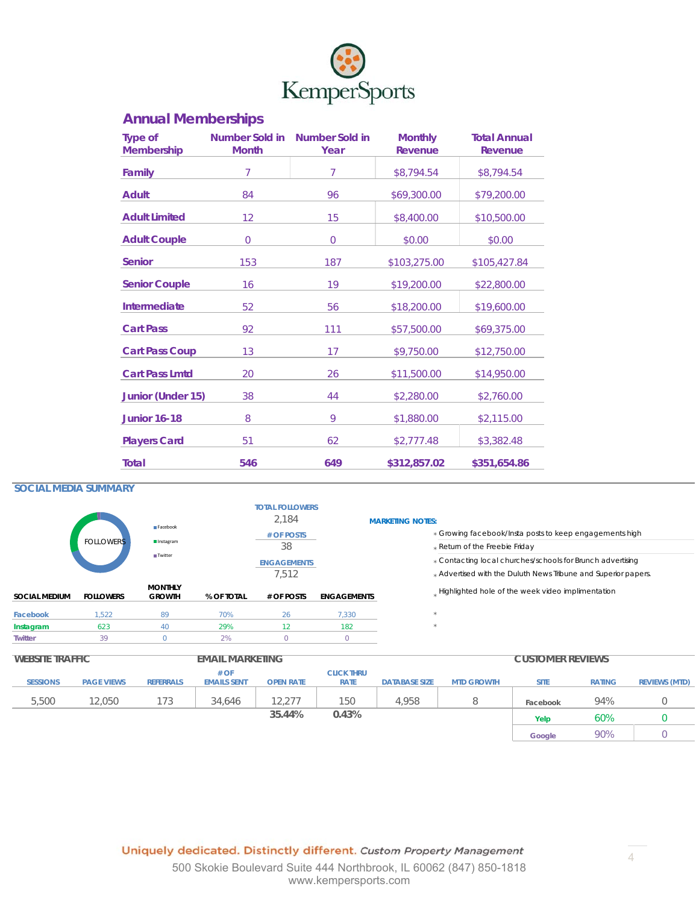KemperSports

## Annual Memberships

| Type of Membership | Number Sold in Month | Number Sold in Year | Monthly Revenue | Total Annual Revenue |
|---|---|---|---|---|
| Family | 7 | 7 | $8,794.54 | $8,794.54 |
| Adult | 84 | 96 | $69,300.00 | $79,200.00 |
| Adult Limited | 12 | 15 | $8,400.00 | $10,500.00 |
| Adult Couple | 0 | 0 | $0.00 | $0.00 |
| Senior | 153 | 187 | $103,275.00 | $105,427.84 |
| Senior Couple | 16 | 19 | $19,200.00 | $22,800.00 |
| Intermediate | 52 | 56 | $18,200.00 | $19,600.00 |
| Cart Pass | 92 | 111 | $57,500.00 | $69,375.00 |
| Cart Pass Coup | 13 | 17 | $9,750.00 | $12,750.00 |
| Cart Pass Lmtd | 20 | 26 | $11,500.00 | $14,950.00 |
| Junior (Under 15) | 38 | 44 | $2,280.00 | $2,760.00 |
| Junior 16-18 | 8 | 9 | $1,880.00 | $2,115.00 |
| Players Card | 51 | 62 | $2,777.48 | $3,382.48 |
| **Total** | **546** | **649** | **$312,857.02** | **$351,654.86** |

## SOCIAL MEDIA SUMMARY

FOLLOWERS (Facebook, Instagram, Twitter)

**TOTAL FOLLOWERS**
2,184

**# OF POSTS**
38

**ENGAGEMENTS**
7,512

| SOCIAL MEDIUM | FOLLOWERS | MONTHLY GROWTH | % OF TOTAL | # OF POSTS | ENGAGEMENTS |
|---|---|---|---|---|---|
| Facebook | 1,522 | 89 | 70% | 26 | 7,330 |
| Instagram | 623 | 40 | 29% | 12 | 182 |
| Twitter | 39 | 0 | 2% | 0 | 0 |

**MARKETING NOTES:**

* Growing facebook/Insta posts to keep engagements high
* Return of the Freebie Friday
* Contacting local churches/schools for Brunch advertising
* Advertised with the Duluth News Tribune and Superior papers.
* Highlighted hole of the week video implimentation
*
*

### WEBSITE TRAFFIC

| SESSIONS | PAGE VIEWS | REFERRALS |
|---|---|---|
| 5,500 | 12,050 | 173 |

### EMAIL MARKETING

| # OF EMAILS SENT | OPEN RATE | CLICK THRU RATE | DATABASE SIZE | MTD GROWTH |
|---|---|---|---|---|
| 34,646 | 12,277 | 150 | 4,958 | 8 |
| | 35.44% | 0.43% | | |

### CUSTOMER REVIEWS

| SITE | RATING | REVIEWS (MTD) |
|---|---|---|
| Facebook | 94% | 0 |
| Yelp | 60% | 0 |
| Google | 90% | 0 |

Uniquely dedicated. Distinctly different. *Custom Property Management*

500 Skokie Boulevard Suite 444 Northbrook, IL 60062 (847) 850-1818
www.kempersports.com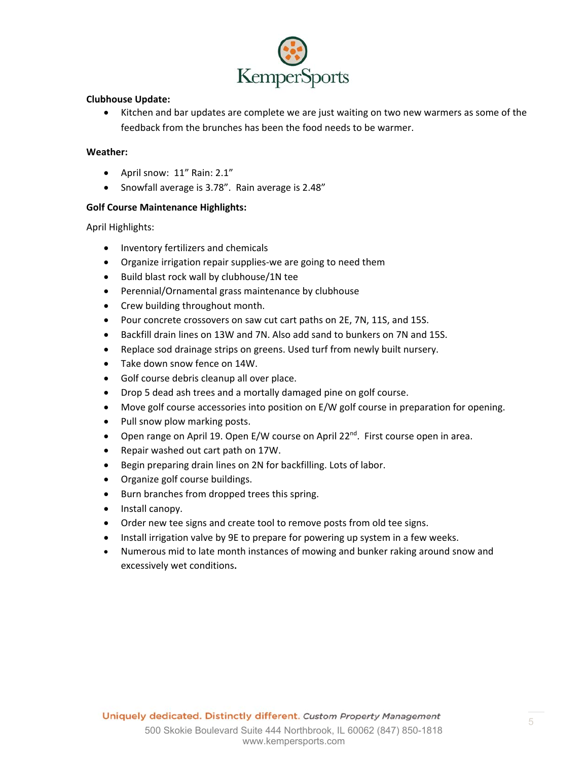**Clubhouse Update:**

- Kitchen and bar updates are complete we are just waiting on two new warmers as some of the feedback from the brunches has been the food needs to be warmer.

**Weather:**

- April snow: 11" Rain: 2.1"
- Snowfall average is 3.78". Rain average is 2.48"

**Golf Course Maintenance Highlights:**

April Highlights:

- Inventory fertilizers and chemicals
- Organize irrigation repair supplies-we are going to need them
- Build blast rock wall by clubhouse/1N tee
- Perennial/Ornamental grass maintenance by clubhouse
- Crew building throughout month.
- Pour concrete crossovers on saw cut cart paths on 2E, 7N, 11S, and 15S.
- Backfill drain lines on 13W and 7N. Also add sand to bunkers on 7N and 15S.
- Replace sod drainage strips on greens. Used turf from newly built nursery.
- Take down snow fence on 14W.
- Golf course debris cleanup all over place.
- Drop 5 dead ash trees and a mortally damaged pine on golf course.
- Move golf course accessories into position on E/W golf course in preparation for opening.
- Pull snow plow marking posts.
- Open range on April 19. Open E/W course on April 22nd. First course open in area.
- Repair washed out cart path on 17W.
- Begin preparing drain lines on 2N for backfilling. Lots of labor.
- Organize golf course buildings.
- Burn branches from dropped trees this spring.
- Install canopy.
- Order new tee signs and create tool to remove posts from old tee signs.
- Install irrigation valve by 9E to prepare for powering up system in a few weeks.
- Numerous mid to late month instances of mowing and bunker raking around snow and excessively wet conditions.